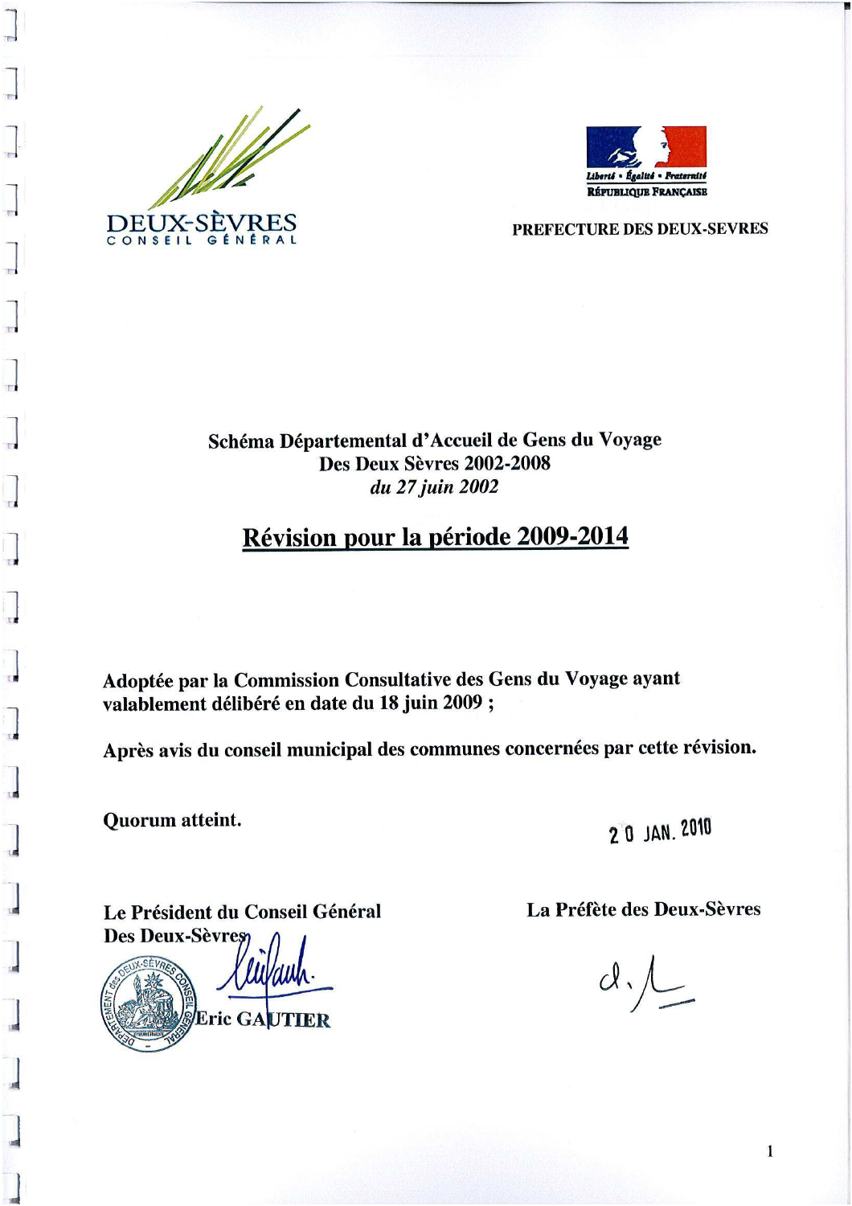DEUX-SÈVRES
CONSEIL GÉNÉRAL

Liberté • Égalité • Fraternité
RÉPUBLIQUE FRANÇAISE

PREFECTURE DES DEUX-SEVRES

**Schéma Départemental d'Accueil de Gens du Voyage**
**Des Deux Sèvres 2002-2008**
***du 27 juin 2002***

# Révision pour la période 2009-2014

**Adoptée par la Commission Consultative des Gens du Voyage ayant valablement délibéré en date du 18 juin 2009 ;**

**Après avis du conseil municipal des communes concernées par cette révision.**

**Quorum atteint.**

20 JAN. 2010

**Le Président du Conseil Général**
**Des Deux-Sèvres**

**Eric GAUTIER**

**La Préfète des Deux-Sèvres**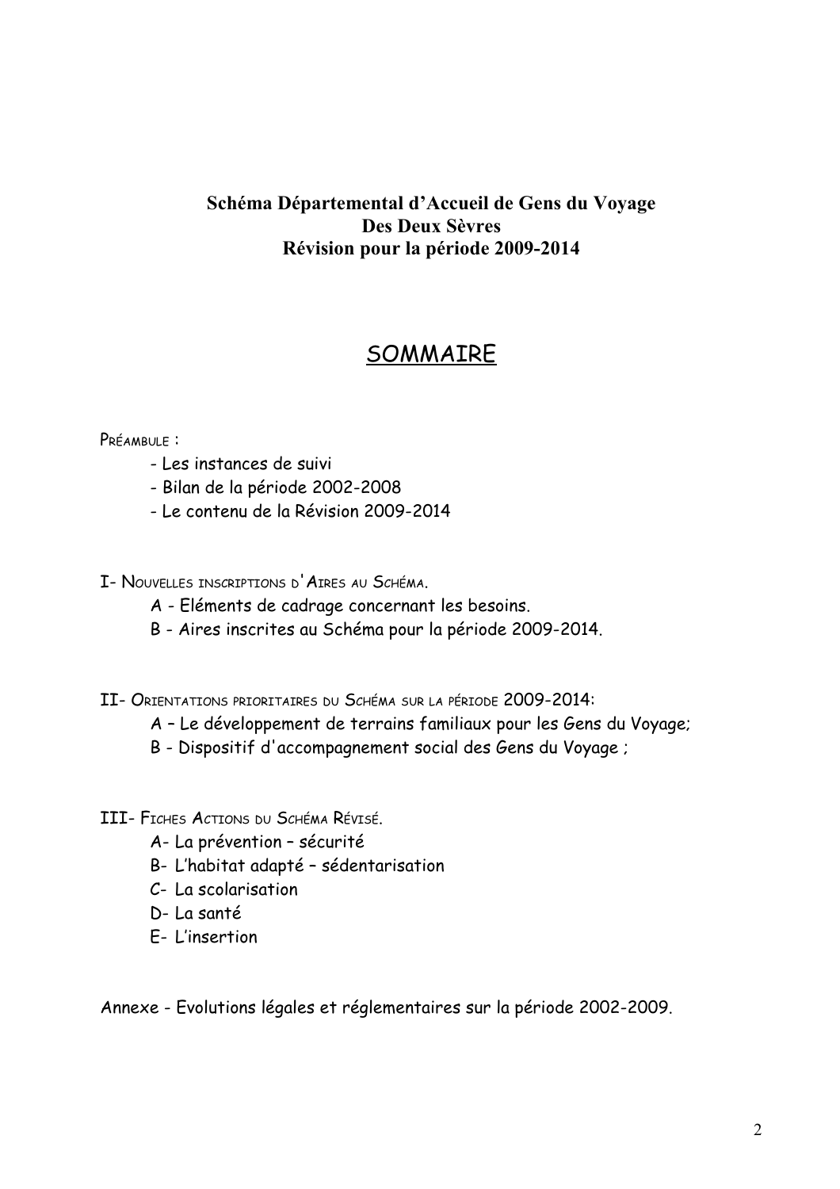**Schéma Départemental d'Accueil de Gens du Voyage**
**Des Deux Sèvres**
**Révision pour la période 2009-2014**

# SOMMAIRE

Préambule :

- Les instances de suivi
- Bilan de la période 2002-2008
- Le contenu de la Révision 2009-2014

I- Nouvelles inscriptions d'Aires au Schéma.

A - Eléments de cadrage concernant les besoins.
B - Aires inscrites au Schéma pour la période 2009-2014.

II- Orientations prioritaires du Schéma sur la période 2009-2014:

A – Le développement de terrains familiaux pour les Gens du Voyage;
B - Dispositif d'accompagnement social des Gens du Voyage ;

III- Fiches Actions du Schéma Révisé.

A- La prévention – sécurité
B- L'habitat adapté – sédentarisation
C- La scolarisation
D- La santé
E- L'insertion

Annexe - Evolutions légales et réglementaires sur la période 2002-2009.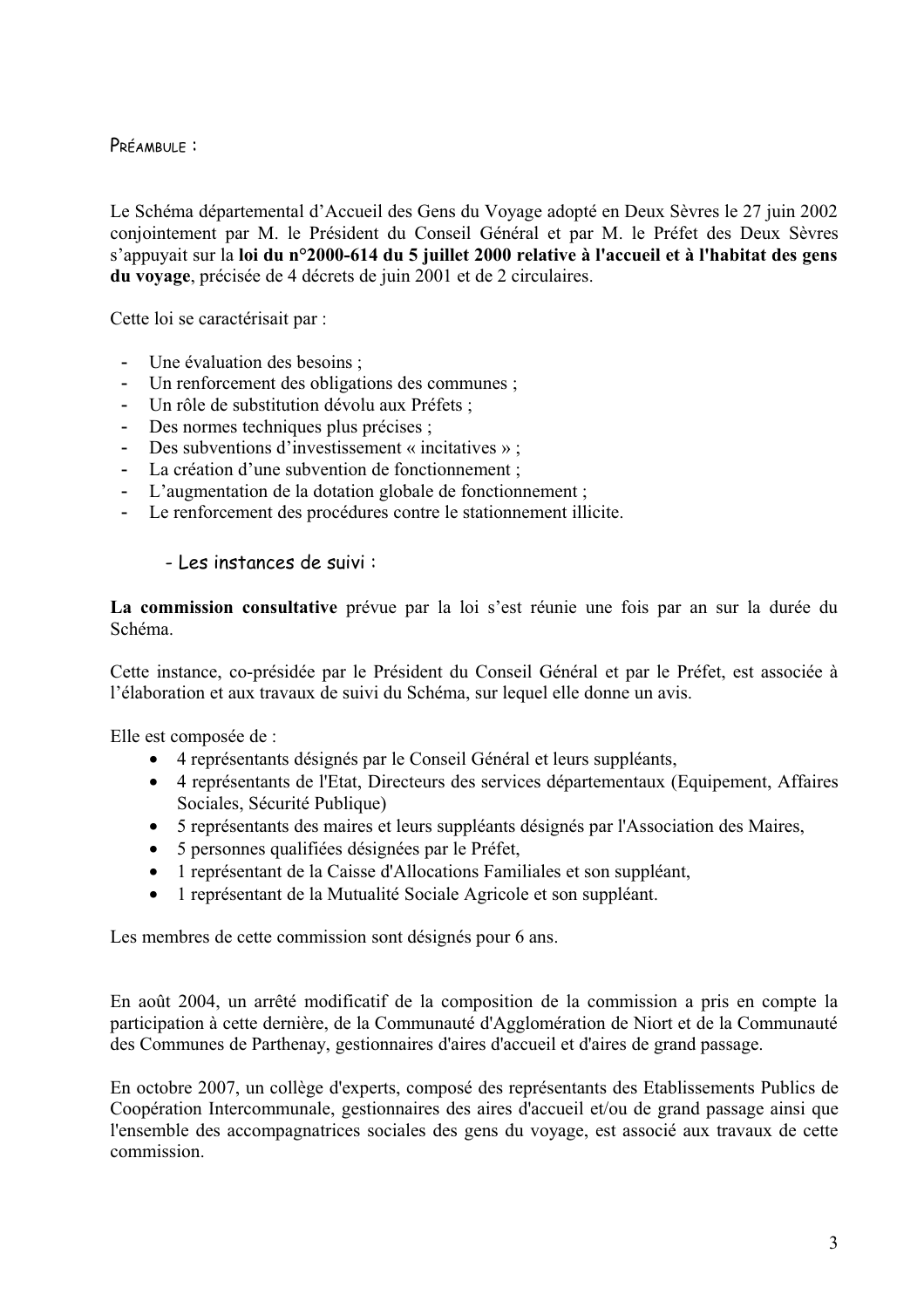## PRÉAMBULE :

Le Schéma départemental d'Accueil des Gens du Voyage adopté en Deux Sèvres le 27 juin 2002 conjointement par M. le Président du Conseil Général et par M. le Préfet des Deux Sèvres s'appuyait sur la **loi du n°2000-614 du 5 juillet 2000 relative à l'accueil et à l'habitat des gens du voyage**, précisée de 4 décrets de juin 2001 et de 2 circulaires.

Cette loi se caractérisait par :

- Une évaluation des besoins ;
- Un renforcement des obligations des communes ;
- Un rôle de substitution dévolu aux Préfets ;
- Des normes techniques plus précises ;
- Des subventions d'investissement « incitatives » ;
- La création d'une subvention de fonctionnement ;
- L'augmentation de la dotation globale de fonctionnement ;
- Le renforcement des procédures contre le stationnement illicite.

### - Les instances de suivi :

**La commission consultative** prévue par la loi s'est réunie une fois par an sur la durée du Schéma.

Cette instance, co-présidée par le Président du Conseil Général et par le Préfet, est associée à l'élaboration et aux travaux de suivi du Schéma, sur lequel elle donne un avis.

Elle est composée de :

- 4 représentants désignés par le Conseil Général et leurs suppléants,
- 4 représentants de l'Etat, Directeurs des services départementaux (Equipement, Affaires Sociales, Sécurité Publique)
- 5 représentants des maires et leurs suppléants désignés par l'Association des Maires,
- 5 personnes qualifiées désignées par le Préfet,
- 1 représentant de la Caisse d'Allocations Familiales et son suppléant,
- 1 représentant de la Mutualité Sociale Agricole et son suppléant.

Les membres de cette commission sont désignés pour 6 ans.

En août 2004, un arrêté modificatif de la composition de la commission a pris en compte la participation à cette dernière, de la Communauté d'Agglomération de Niort et de la Communauté des Communes de Parthenay, gestionnaires d'aires d'accueil et d'aires de grand passage.

En octobre 2007, un collège d'experts, composé des représentants des Etablissements Publics de Coopération Intercommunale, gestionnaires des aires d'accueil et/ou de grand passage ainsi que l'ensemble des accompagnatrices sociales des gens du voyage, est associé aux travaux de cette commission.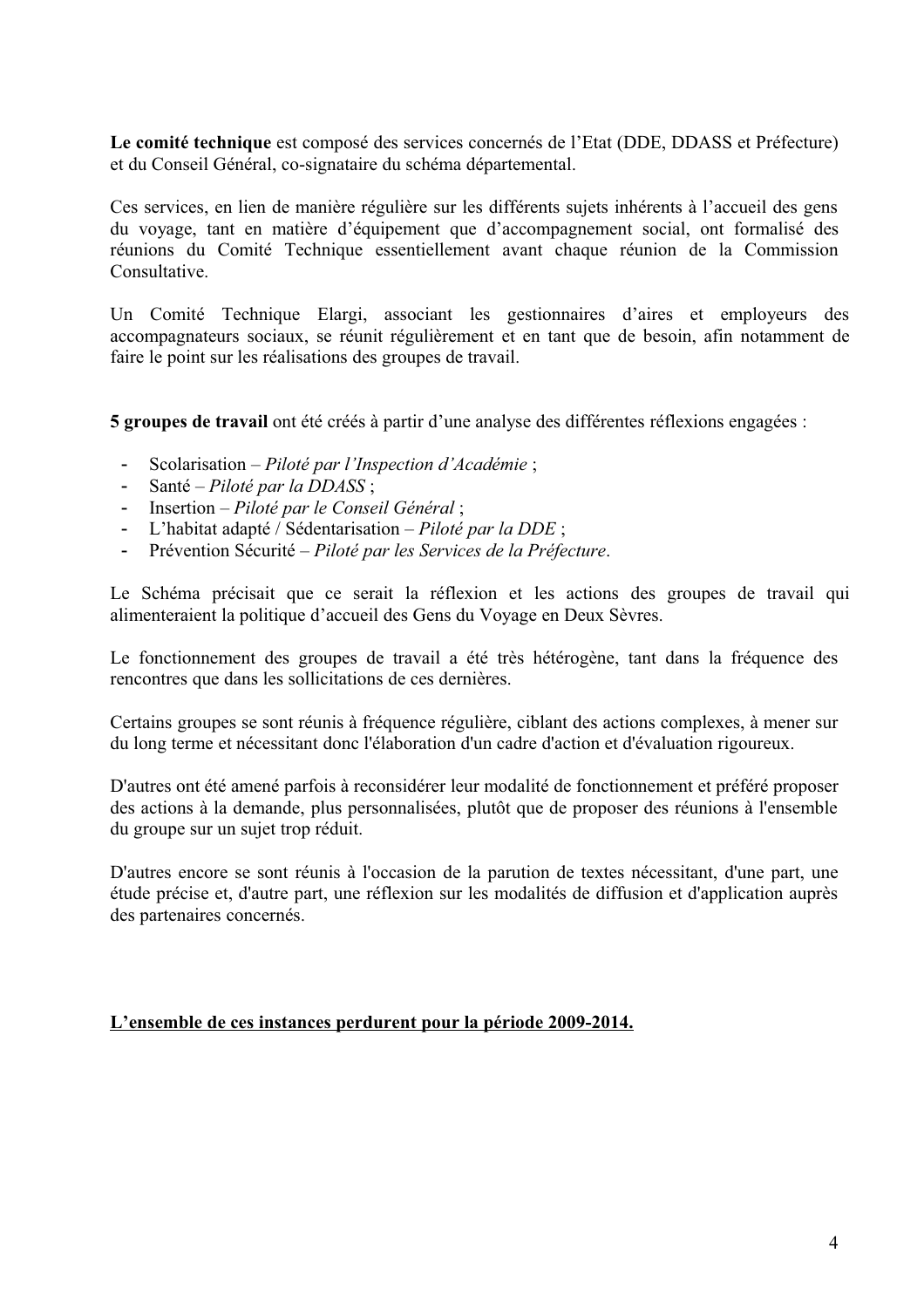**Le comité technique** est composé des services concernés de l'Etat (DDE, DDASS et Préfecture) et du Conseil Général, co-signataire du schéma départemental.

Ces services, en lien de manière régulière sur les différents sujets inhérents à l'accueil des gens du voyage, tant en matière d'équipement que d'accompagnement social, ont formalisé des réunions du Comité Technique essentiellement avant chaque réunion de la Commission Consultative.

Un Comité Technique Elargi, associant les gestionnaires d'aires et employeurs des accompagnateurs sociaux, se réunit régulièrement et en tant que de besoin, afin notamment de faire le point sur les réalisations des groupes de travail.

**5 groupes de travail** ont été créés à partir d'une analyse des différentes réflexions engagées :

- Scolarisation – *Piloté par l'Inspection d'Académie* ;
- Santé – *Piloté par la DDASS* ;
- Insertion – *Piloté par le Conseil Général* ;
- L'habitat adapté / Sédentarisation – *Piloté par la DDE* ;
- Prévention Sécurité – *Piloté par les Services de la Préfecture*.

Le Schéma précisait que ce serait la réflexion et les actions des groupes de travail qui alimenteraient la politique d'accueil des Gens du Voyage en Deux Sèvres.

Le fonctionnement des groupes de travail a été très hétérogène, tant dans la fréquence des rencontres que dans les sollicitations de ces dernières.

Certains groupes se sont réunis à fréquence régulière, ciblant des actions complexes, à mener sur du long terme et nécessitant donc l'élaboration d'un cadre d'action et d'évaluation rigoureux.

D'autres ont été amené parfois à reconsidérer leur modalité de fonctionnement et préféré proposer des actions à la demande, plus personnalisées, plutôt que de proposer des réunions à l'ensemble du groupe sur un sujet trop réduit.

D'autres encore se sont réunis à l'occasion de la parution de textes nécessitant, d'une part, une étude précise et, d'autre part, une réflexion sur les modalités de diffusion et d'application auprès des partenaires concernés.

**<u>L'ensemble de ces instances perdurent pour la période 2009-2014.</u>**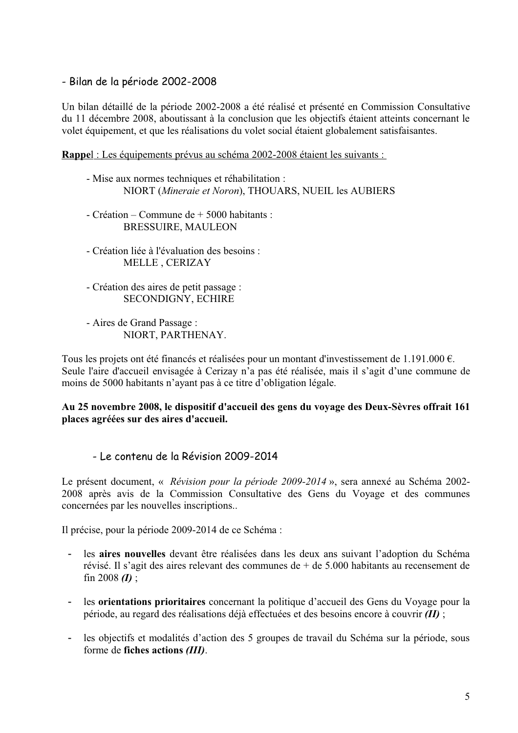## - Bilan de la période 2002-2008

Un bilan détaillé de la période 2002-2008 a été réalisé et présenté en Commission Consultative du 11 décembre 2008, aboutissant à la conclusion que les objectifs étaient atteints concernant le volet équipement, et que les réalisations du volet social étaient globalement satisfaisantes.

**Rappe**l : Les équipements prévus au schéma 2002-2008 étaient les suivants :

- Mise aux normes techniques et réhabilitation :
  NIORT (*Mineraie et Noron*), THOUARS, NUEIL les AUBIERS

- Création – Commune de + 5000 habitants :
  BRESSUIRE, MAULEON

- Création liée à l'évaluation des besoins :
  MELLE , CERIZAY

- Création des aires de petit passage :
  SECONDIGNY, ECHIRE

- Aires de Grand Passage :
  NIORT, PARTHENAY.

Tous les projets ont été financés et réalisées pour un montant d'investissement de 1.191.000 €. Seule l'aire d'accueil envisagée à Cerizay n'a pas été réalisée, mais il s'agit d'une commune de moins de 5000 habitants n'ayant pas à ce titre d'obligation légale.

**Au 25 novembre 2008, le dispositif d'accueil des gens du voyage des Deux-Sèvres offrait 161 places agréées sur des aires d'accueil.**

## - Le contenu de la Révision 2009-2014

Le présent document, « *Révision pour la période 2009-2014* », sera annexé au Schéma 2002-2008 après avis de la Commission Consultative des Gens du Voyage et des communes concernées par les nouvelles inscriptions..

Il précise, pour la période 2009-2014 de ce Schéma :

- les **aires nouvelles** devant être réalisées dans les deux ans suivant l'adoption du Schéma révisé. Il s'agit des aires relevant des communes de + de 5.000 habitants au recensement de fin 2008 ***(I)*** ;

- les **orientations prioritaires** concernant la politique d'accueil des Gens du Voyage pour la période, au regard des réalisations déjà effectuées et des besoins encore à couvrir ***(II)*** ;

- les objectifs et modalités d'action des 5 groupes de travail du Schéma sur la période, sous forme de **fiches actions** ***(III)***.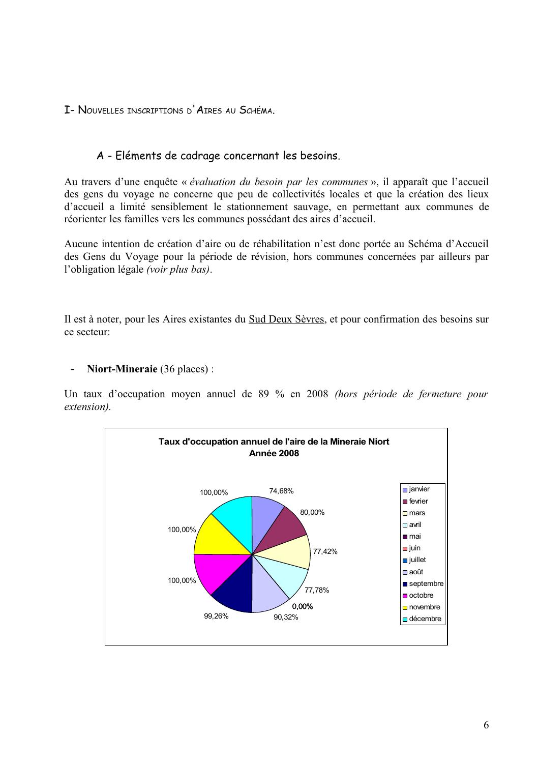## I- Nouvelles inscriptions d'Aires au Schéma.

### A - Eléments de cadrage concernant les besoins.

Au travers d'une enquête « *évaluation du besoin par les communes* », il apparaît que l'accueil des gens du voyage ne concerne que peu de collectivités locales et que la création des lieux d'accueil a limité sensiblement le stationnement sauvage, en permettant aux communes de réorienter les familles vers les communes possédant des aires d'accueil.

Aucune intention de création d'aire ou de réhabilitation n'est donc portée au Schéma d'Accueil des Gens du Voyage pour la période de révision, hors communes concernées par ailleurs par l'obligation légale *(voir plus bas)*.

Il est à noter, pour les Aires existantes du Sud Deux Sèvres, et pour confirmation des besoins sur ce secteur:

- **Niort-Mineraie** (36 places) :

Un taux d'occupation moyen annuel de 89 % en 2008 *(hors période de fermeture pour extension).*

**Taux d'occupation annuel de l'aire de la Mineraie Niort Année 2008**

| Mois | Taux d'occupation |
|---|---|
| janvier | 74,68% |
| fevrier | 80,00% |
| mars | 77,42% |
| avril | 77,78% |
| mai | 0,00% |
| juin | 0,00% |
| juillet | 0,00% |
| août | 90,32% |
| septembre | 99,26% |
| octobre | 100,00% |
| novembre | 100,00% |
| décembre | 100,00% |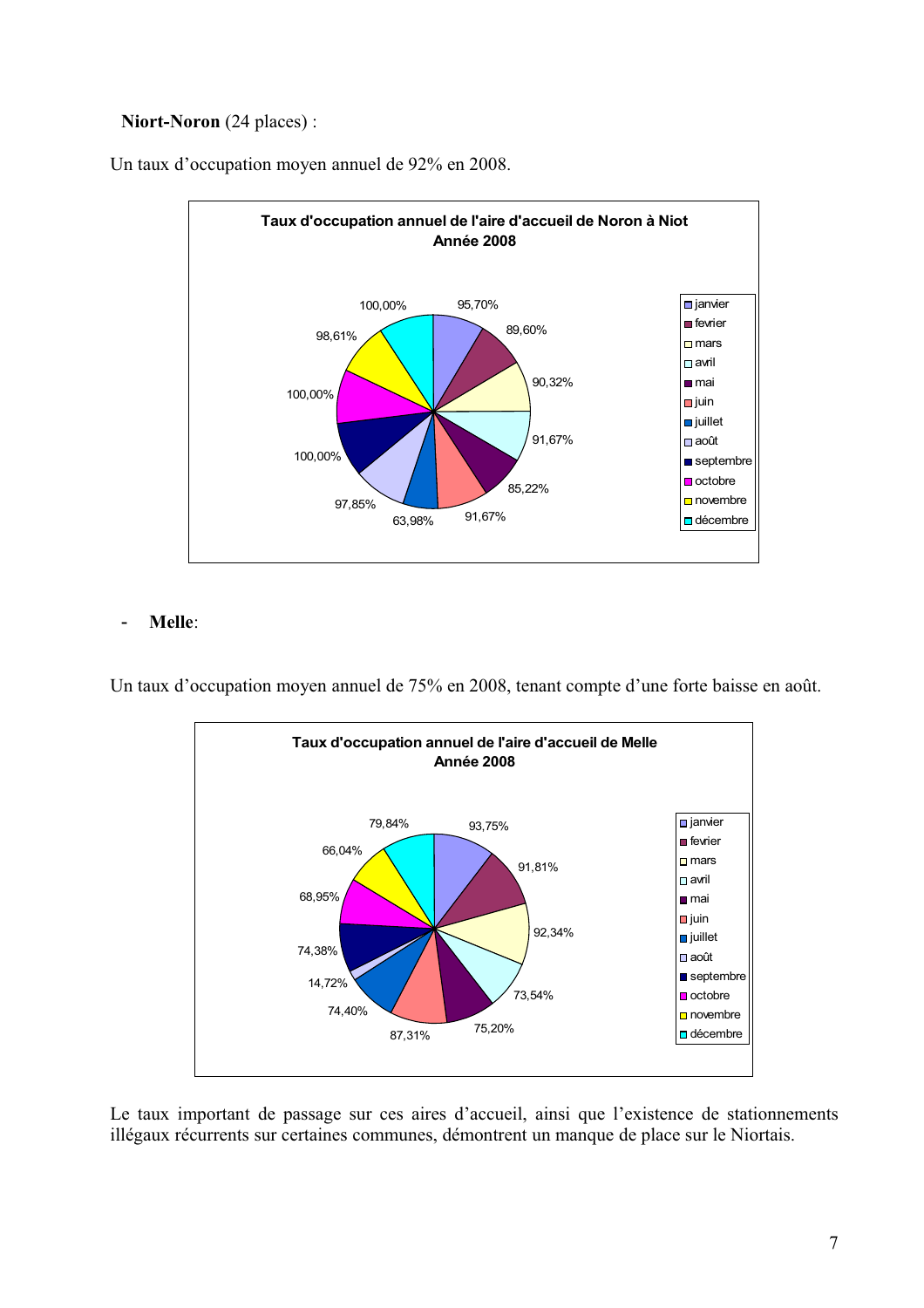**Niort-Noron** (24 places) :

Un taux d'occupation moyen annuel de 92% en 2008.

**Taux d'occupation annuel de l'aire d'accueil de Noron à Niot**
**Année 2008**

| Mois | Taux |
|---|---|
| janvier | 95,70% |
| fevrier | 89,60% |
| mars | 90,32% |
| avril | 91,67% |
| mai | 85,22% |
| juin | 91,67% |
| juillet | 63,98% |
| août | 97,85% |
| septembre | 100,00% |
| octobre | 100,00% |
| novembre | 98,61% |
| décembre | 100,00% |

- **Melle**:

Un taux d'occupation moyen annuel de 75% en 2008, tenant compte d'une forte baisse en août.

**Taux d'occupation annuel de l'aire d'accueil de Melle**
**Année 2008**

| Mois | Taux |
|---|---|
| janvier | 93,75% |
| fevrier | 91,81% |
| mars | 92,34% |
| avril | 73,54% |
| mai | 75,20% |
| juin | 87,31% |
| juillet | 74,40% |
| août | 14,72% |
| septembre | 74,38% |
| octobre | 68,95% |
| novembre | 66,04% |
| décembre | 79,84% |

Le taux important de passage sur ces aires d'accueil, ainsi que l'existence de stationnements illégaux récurrents sur certaines communes, démontrent un manque de place sur le Niortais.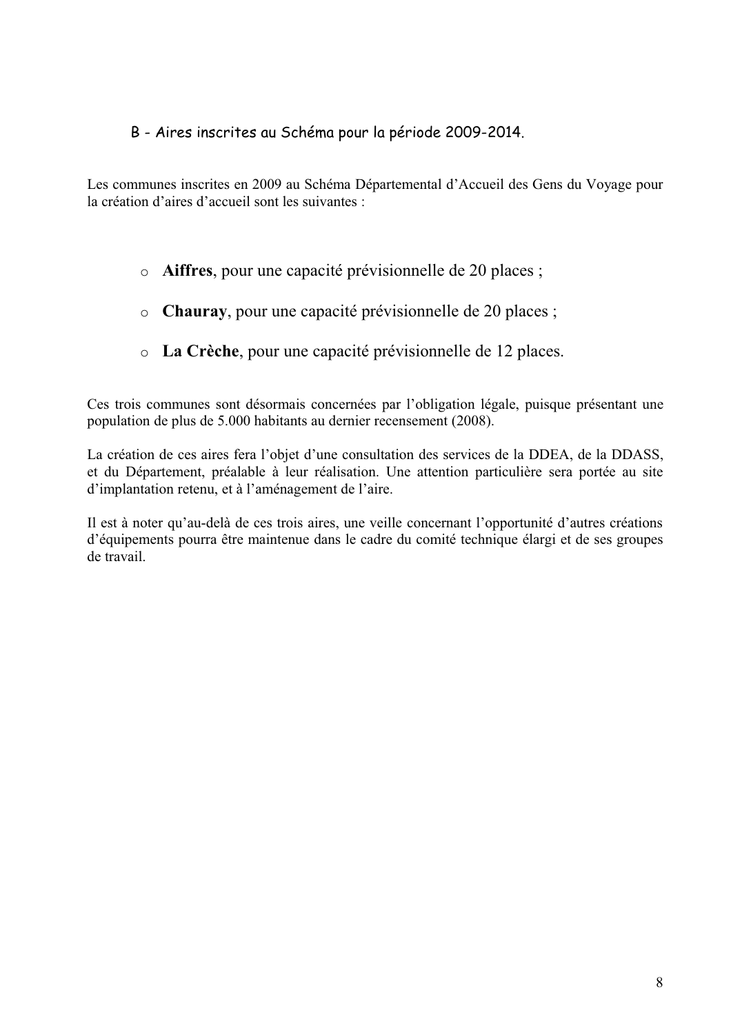### B - Aires inscrites au Schéma pour la période 2009-2014.

Les communes inscrites en 2009 au Schéma Départemental d'Accueil des Gens du Voyage pour la création d'aires d'accueil sont les suivantes :

- **Aiffres**, pour une capacité prévisionnelle de 20 places ;
- **Chauray**, pour une capacité prévisionnelle de 20 places ;
- **La Crèche**, pour une capacité prévisionnelle de 12 places.

Ces trois communes sont désormais concernées par l'obligation légale, puisque présentant une population de plus de 5.000 habitants au dernier recensement (2008).

La création de ces aires fera l'objet d'une consultation des services de la DDEA, de la DDASS, et du Département, préalable à leur réalisation. Une attention particulière sera portée au site d'implantation retenu, et à l'aménagement de l'aire.

Il est à noter qu'au-delà de ces trois aires, une veille concernant l'opportunité d'autres créations d'équipements pourra être maintenue dans le cadre du comité technique élargi et de ses groupes de travail.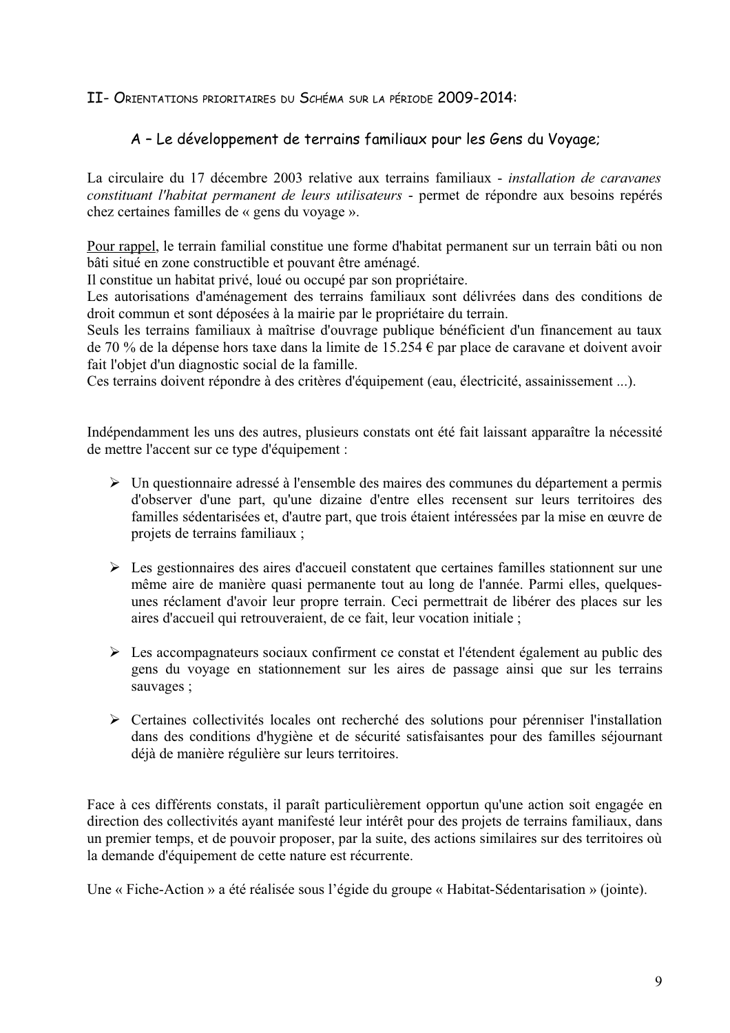## II- Orientations prioritaires du Schéma sur la période 2009-2014:

### A – Le développement de terrains familiaux pour les Gens du Voyage;

La circulaire du 17 décembre 2003 relative aux terrains familiaux - *installation de caravanes constituant l'habitat permanent de leurs utilisateurs* - permet de répondre aux besoins repérés chez certaines familles de « gens du voyage ».

Pour rappel, le terrain familial constitue une forme d'habitat permanent sur un terrain bâti ou non bâti situé en zone constructible et pouvant être aménagé.
Il constitue un habitat privé, loué ou occupé par son propriétaire.
Les autorisations d'aménagement des terrains familiaux sont délivrées dans des conditions de droit commun et sont déposées à la mairie par le propriétaire du terrain.
Seuls les terrains familiaux à maîtrise d'ouvrage publique bénéficient d'un financement au taux de 70 % de la dépense hors taxe dans la limite de 15.254 € par place de caravane et doivent avoir fait l'objet d'un diagnostic social de la famille.
Ces terrains doivent répondre à des critères d'équipement (eau, électricité, assainissement ...).

Indépendamment les uns des autres, plusieurs constats ont été fait laissant apparaître la nécessité de mettre l'accent sur ce type d'équipement :

- Un questionnaire adressé à l'ensemble des maires des communes du département a permis d'observer d'une part, qu'une dizaine d'entre elles recensent sur leurs territoires des familles sédentarisées et, d'autre part, que trois étaient intéressées par la mise en œuvre de projets de terrains familiaux ;
- Les gestionnaires des aires d'accueil constatent que certaines familles stationnent sur une même aire de manière quasi permanente tout au long de l'année. Parmi elles, quelques-unes réclament d'avoir leur propre terrain. Ceci permettrait de libérer des places sur les aires d'accueil qui retrouveraient, de ce fait, leur vocation initiale ;
- Les accompagnateurs sociaux confirment ce constat et l'étendent également au public des gens du voyage en stationnement sur les aires de passage ainsi que sur les terrains sauvages ;
- Certaines collectivités locales ont recherché des solutions pour pérenniser l'installation dans des conditions d'hygiène et de sécurité satisfaisantes pour des familles séjournant déjà de manière régulière sur leurs territoires.

Face à ces différents constats, il paraît particulièrement opportun qu'une action soit engagée en direction des collectivités ayant manifesté leur intérêt pour des projets de terrains familiaux, dans un premier temps, et de pouvoir proposer, par la suite, des actions similaires sur des territoires où la demande d'équipement de cette nature est récurrente.

Une « Fiche-Action » a été réalisée sous l'égide du groupe « Habitat-Sédentarisation » (jointe).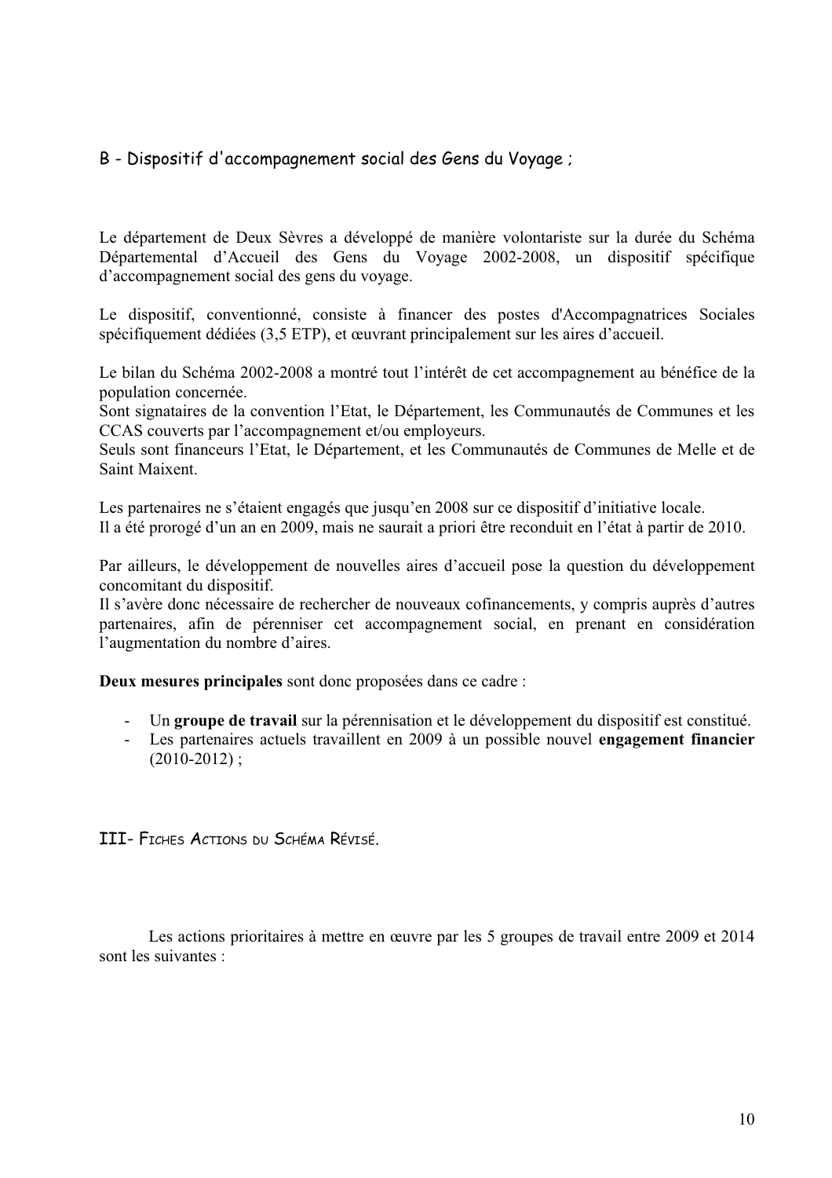## B - Dispositif d'accompagnement social des Gens du Voyage ;

Le département de Deux Sèvres a développé de manière volontariste sur la durée du Schéma Départemental d'Accueil des Gens du Voyage 2002-2008, un dispositif spécifique d'accompagnement social des gens du voyage.

Le dispositif, conventionné, consiste à financer des postes d'Accompagnatrices Sociales spécifiquement dédiées (3,5 ETP), et œuvrant principalement sur les aires d'accueil.

Le bilan du Schéma 2002-2008 a montré tout l'intérêt de cet accompagnement au bénéfice de la population concernée.
Sont signataires de la convention l'Etat, le Département, les Communautés de Communes et les CCAS couverts par l'accompagnement et/ou employeurs.
Seuls sont financeurs l'Etat, le Département, et les Communautés de Communes de Melle et de Saint Maixent.

Les partenaires ne s'étaient engagés que jusqu'en 2008 sur ce dispositif d'initiative locale.
Il a été prorogé d'un an en 2009, mais ne saurait a priori être reconduit en l'état à partir de 2010.

Par ailleurs, le développement de nouvelles aires d'accueil pose la question du développement concomitant du dispositif.
Il s'avère donc nécessaire de rechercher de nouveaux cofinancements, y compris auprès d'autres partenaires, afin de pérenniser cet accompagnement social, en prenant en considération l'augmentation du nombre d'aires.

**Deux mesures principales** sont donc proposées dans ce cadre :

- Un **groupe de travail** sur la pérennisation et le développement du dispositif est constitué.
- Les partenaires actuels travaillent en 2009 à un possible nouvel **engagement financier** (2010-2012) ;

# III- Fiches Actions du Schéma Révisé.

Les actions prioritaires à mettre en œuvre par les 5 groupes de travail entre 2009 et 2014 sont les suivantes :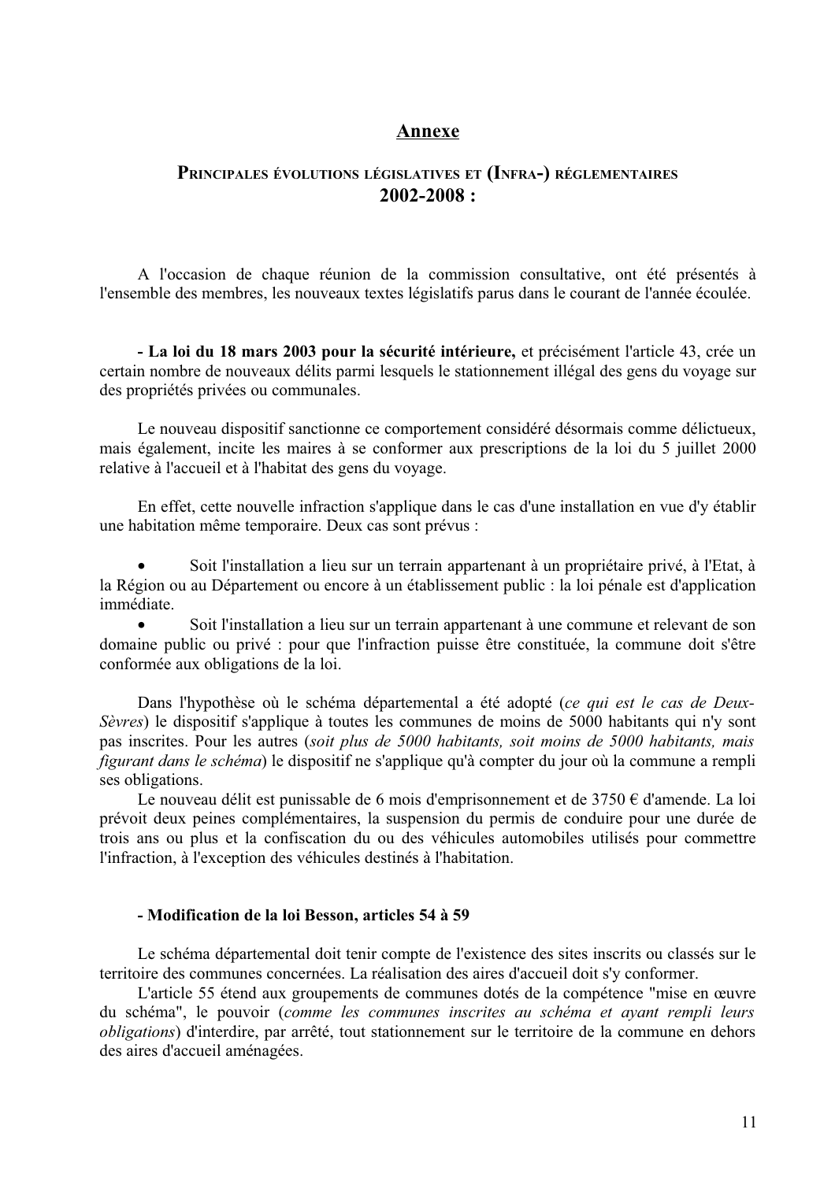# Annexe

## Principales évolutions législatives et (Infra-) réglementaires 2002-2008 :

A l'occasion de chaque réunion de la commission consultative, ont été présentés à l'ensemble des membres, les nouveaux textes législatifs parus dans le courant de l'année écoulée.

**- La loi du 18 mars 2003 pour la sécurité intérieure,** et précisément l'article 43, crée un certain nombre de nouveaux délits parmi lesquels le stationnement illégal des gens du voyage sur des propriétés privées ou communales.

Le nouveau dispositif sanctionne ce comportement considéré désormais comme délictueux, mais également, incite les maires à se conformer aux prescriptions de la loi du 5 juillet 2000 relative à l'accueil et à l'habitat des gens du voyage.

En effet, cette nouvelle infraction s'applique dans le cas d'une installation en vue d'y établir une habitation même temporaire. Deux cas sont prévus :

- Soit l'installation a lieu sur un terrain appartenant à un propriétaire privé, à l'Etat, à la Région ou au Département ou encore à un établissement public : la loi pénale est d'application immédiate.
- Soit l'installation a lieu sur un terrain appartenant à une commune et relevant de son domaine public ou privé : pour que l'infraction puisse être constituée, la commune doit s'être conformée aux obligations de la loi.

Dans l'hypothèse où le schéma départemental a été adopté (*ce qui est le cas de Deux-Sèvres*) le dispositif s'applique à toutes les communes de moins de 5000 habitants qui n'y sont pas inscrites. Pour les autres (*soit plus de 5000 habitants, soit moins de 5000 habitants, mais figurant dans le schéma*) le dispositif ne s'applique qu'à compter du jour où la commune a rempli ses obligations.

Le nouveau délit est punissable de 6 mois d'emprisonnement et de 3750 € d'amende. La loi prévoit deux peines complémentaires, la suspension du permis de conduire pour une durée de trois ans ou plus et la confiscation du ou des véhicules automobiles utilisés pour commettre l'infraction, à l'exception des véhicules destinés à l'habitation.

**- Modification de la loi Besson, articles 54 à 59**

Le schéma départemental doit tenir compte de l'existence des sites inscrits ou classés sur le territoire des communes concernées. La réalisation des aires d'accueil doit s'y conformer.

L'article 55 étend aux groupements de communes dotés de la compétence "mise en œuvre du schéma", le pouvoir (*comme les communes inscrites au schéma et ayant rempli leurs obligations*) d'interdire, par arrêté, tout stationnement sur le territoire de la commune en dehors des aires d'accueil aménagées.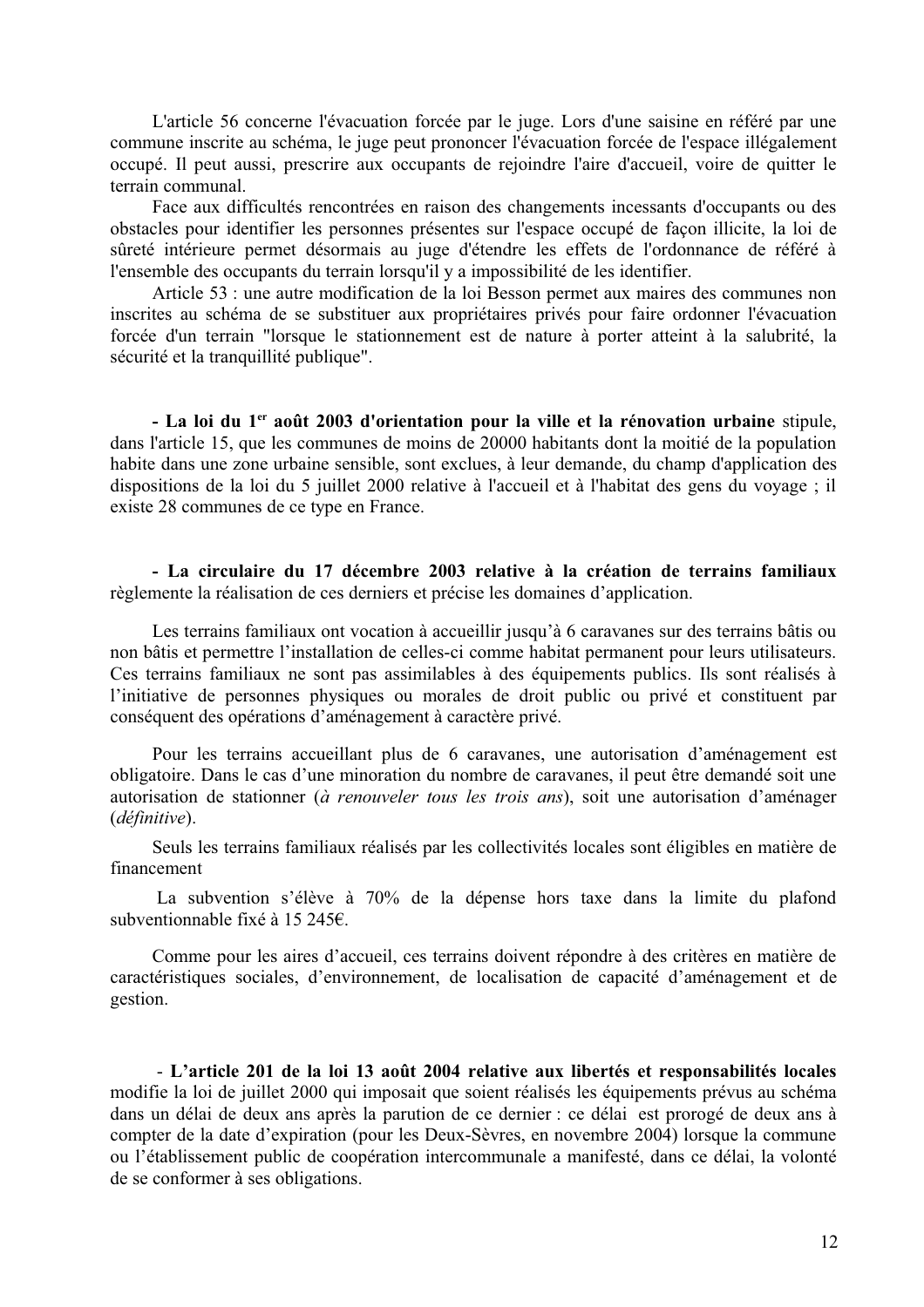L'article 56 concerne l'évacuation forcée par le juge. Lors d'une saisine en référé par une commune inscrite au schéma, le juge peut prononcer l'évacuation forcée de l'espace illégalement occupé. Il peut aussi, prescrire aux occupants de rejoindre l'aire d'accueil, voire de quitter le terrain communal.

Face aux difficultés rencontrées en raison des changements incessants d'occupants ou des obstacles pour identifier les personnes présentes sur l'espace occupé de façon illicite, la loi de sûreté intérieure permet désormais au juge d'étendre les effets de l'ordonnance de référé à l'ensemble des occupants du terrain lorsqu'il y a impossibilité de les identifier.

Article 53 : une autre modification de la loi Besson permet aux maires des communes non inscrites au schéma de se substituer aux propriétaires privés pour faire ordonner l'évacuation forcée d'un terrain "lorsque le stationnement est de nature à porter atteint à la salubrité, la sécurité et la tranquillité publique".

**- La loi du 1^er^ août 2003 d'orientation pour la ville et la rénovation urbaine** stipule, dans l'article 15, que les communes de moins de 20000 habitants dont la moitié de la population habite dans une zone urbaine sensible, sont exclues, à leur demande, du champ d'application des dispositions de la loi du 5 juillet 2000 relative à l'accueil et à l'habitat des gens du voyage ; il existe 28 communes de ce type en France.

**- La circulaire du 17 décembre 2003 relative à la création de terrains familiaux** règlemente la réalisation de ces derniers et précise les domaines d'application.

Les terrains familiaux ont vocation à accueillir jusqu'à 6 caravanes sur des terrains bâtis ou non bâtis et permettre l'installation de celles-ci comme habitat permanent pour leurs utilisateurs. Ces terrains familiaux ne sont pas assimilables à des équipements publics. Ils sont réalisés à l'initiative de personnes physiques ou morales de droit public ou privé et constituent par conséquent des opérations d'aménagement à caractère privé.

Pour les terrains accueillant plus de 6 caravanes, une autorisation d'aménagement est obligatoire. Dans le cas d'une minoration du nombre de caravanes, il peut être demandé soit une autorisation de stationner (*à renouveler tous les trois ans*), soit une autorisation d'aménager (*définitive*).

Seuls les terrains familiaux réalisés par les collectivités locales sont éligibles en matière de financement

La subvention s'élève à 70% de la dépense hors taxe dans la limite du plafond subventionnable fixé à 15 245€.

Comme pour les aires d'accueil, ces terrains doivent répondre à des critères en matière de caractéristiques sociales, d'environnement, de localisation de capacité d'aménagement et de gestion.

- **L'article 201 de la loi 13 août 2004 relative aux libertés et responsabilités locales** modifie la loi de juillet 2000 qui imposait que soient réalisés les équipements prévus au schéma dans un délai de deux ans après la parution de ce dernier : ce délai est prorogé de deux ans à compter de la date d'expiration (pour les Deux-Sèvres, en novembre 2004) lorsque la commune ou l'établissement public de coopération intercommunale a manifesté, dans ce délai, la volonté de se conformer à ses obligations.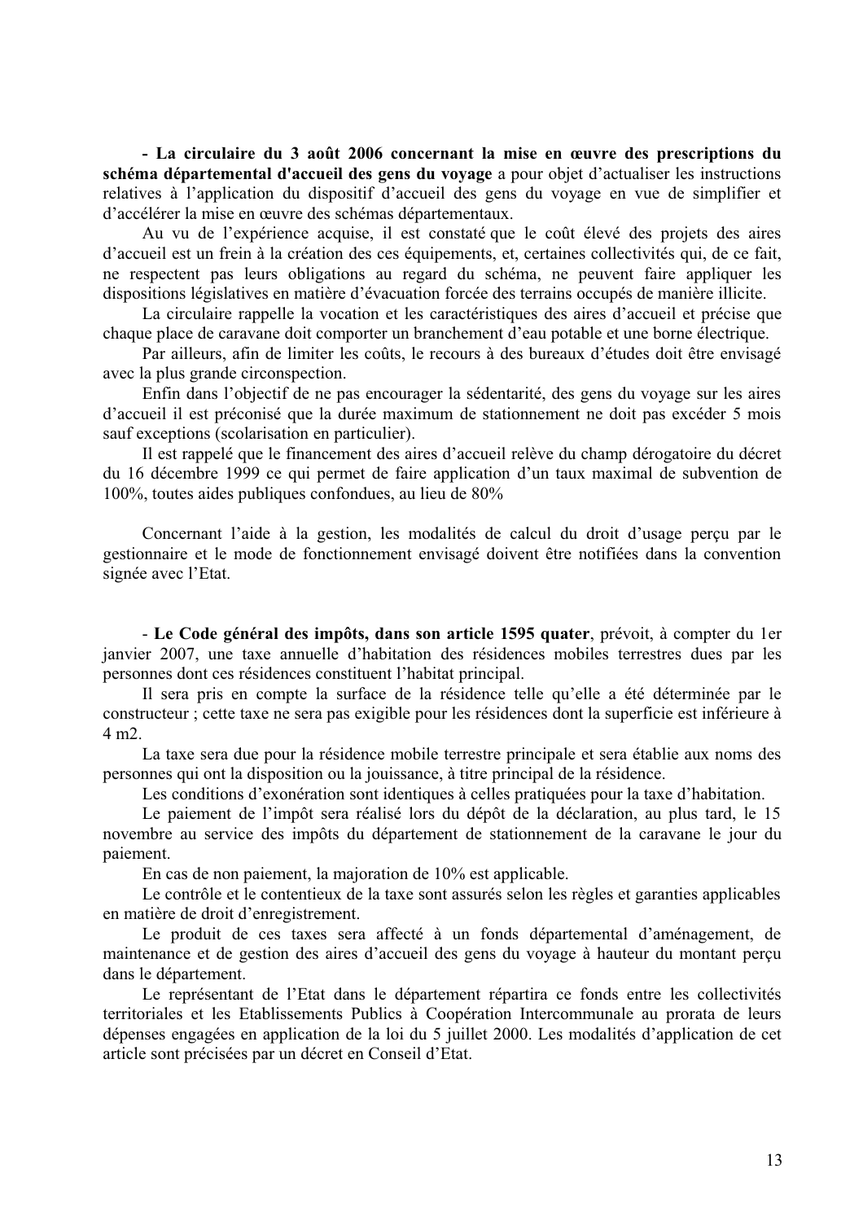- **La circulaire du 3 août 2006 concernant la mise en œuvre des prescriptions du schéma départemental d'accueil des gens du voyage** a pour objet d'actualiser les instructions relatives à l'application du dispositif d'accueil des gens du voyage en vue de simplifier et d'accélérer la mise en œuvre des schémas départementaux.

Au vu de l'expérience acquise, il est constaté que le coût élevé des projets des aires d'accueil est un frein à la création des ces équipements, et, certaines collectivités qui, de ce fait, ne respectent pas leurs obligations au regard du schéma, ne peuvent faire appliquer les dispositions législatives en matière d'évacuation forcée des terrains occupés de manière illicite.

La circulaire rappelle la vocation et les caractéristiques des aires d'accueil et précise que chaque place de caravane doit comporter un branchement d'eau potable et une borne électrique.

Par ailleurs, afin de limiter les coûts, le recours à des bureaux d'études doit être envisagé avec la plus grande circonspection.

Enfin dans l'objectif de ne pas encourager la sédentarité, des gens du voyage sur les aires d'accueil il est préconisé que la durée maximum de stationnement ne doit pas excéder 5 mois sauf exceptions (scolarisation en particulier).

Il est rappelé que le financement des aires d'accueil relève du champ dérogatoire du décret du 16 décembre 1999 ce qui permet de faire application d'un taux maximal de subvention de 100%, toutes aides publiques confondues, au lieu de 80%

Concernant l'aide à la gestion, les modalités de calcul du droit d'usage perçu par le gestionnaire et le mode de fonctionnement envisagé doivent être notifiées dans la convention signée avec l'Etat.

- **Le Code général des impôts, dans son article 1595 quater**, prévoit, à compter du 1er janvier 2007, une taxe annuelle d'habitation des résidences mobiles terrestres dues par les personnes dont ces résidences constituent l'habitat principal.

Il sera pris en compte la surface de la résidence telle qu'elle a été déterminée par le constructeur ; cette taxe ne sera pas exigible pour les résidences dont la superficie est inférieure à 4 m2.

La taxe sera due pour la résidence mobile terrestre principale et sera établie aux noms des personnes qui ont la disposition ou la jouissance, à titre principal de la résidence.

Les conditions d'exonération sont identiques à celles pratiquées pour la taxe d'habitation.

Le paiement de l'impôt sera réalisé lors du dépôt de la déclaration, au plus tard, le 15 novembre au service des impôts du département de stationnement de la caravane le jour du paiement.

En cas de non paiement, la majoration de 10% est applicable.

Le contrôle et le contentieux de la taxe sont assurés selon les règles et garanties applicables en matière de droit d'enregistrement.

Le produit de ces taxes sera affecté à un fonds départemental d'aménagement, de maintenance et de gestion des aires d'accueil des gens du voyage à hauteur du montant perçu dans le département.

Le représentant de l'Etat dans le département répartira ce fonds entre les collectivités territoriales et les Etablissements Publics à Coopération Intercommunale au prorata de leurs dépenses engagées en application de la loi du 5 juillet 2000. Les modalités d'application de cet article sont précisées par un décret en Conseil d'Etat.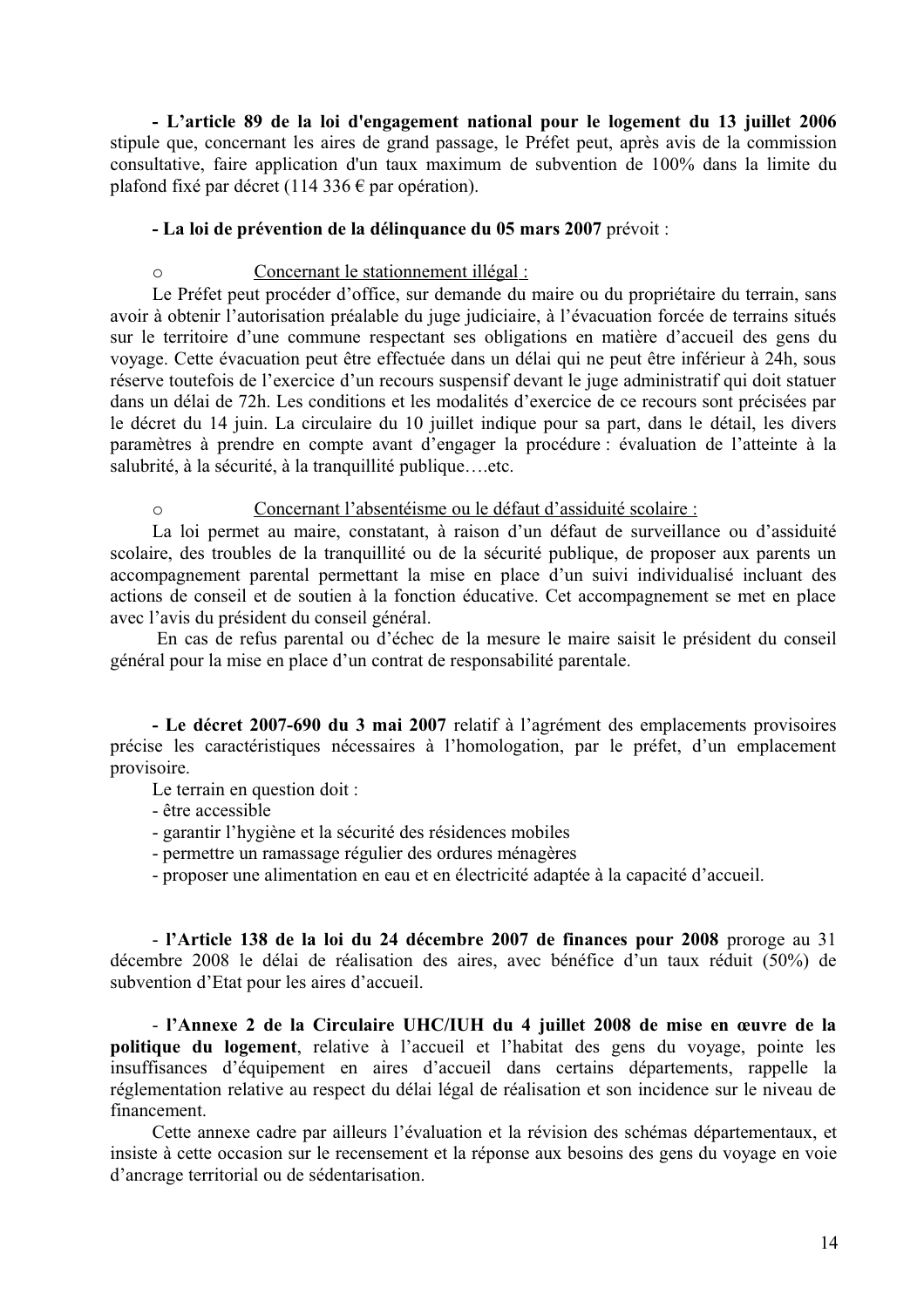**- L'article 89 de la loi d'engagement national pour le logement du 13 juillet 2006** stipule que, concernant les aires de grand passage, le Préfet peut, après avis de la commission consultative, faire application d'un taux maximum de subvention de 100% dans la limite du plafond fixé par décret (114 336 € par opération).

**- La loi de prévention de la délinquance du 05 mars 2007** prévoit :

- <u>Concernant le stationnement illégal :</u>

Le Préfet peut procéder d'office, sur demande du maire ou du propriétaire du terrain, sans avoir à obtenir l'autorisation préalable du juge judiciaire, à l'évacuation forcée de terrains situés sur le territoire d'une commune respectant ses obligations en matière d'accueil des gens du voyage. Cette évacuation peut être effectuée dans un délai qui ne peut être inférieur à 24h, sous réserve toutefois de l'exercice d'un recours suspensif devant le juge administratif qui doit statuer dans un délai de 72h. Les conditions et les modalités d'exercice de ce recours sont précisées par le décret du 14 juin. La circulaire du 10 juillet indique pour sa part, dans le détail, les divers paramètres à prendre en compte avant d'engager la procédure : évaluation de l'atteinte à la salubrité, à la sécurité, à la tranquillité publique….etc.

- <u>Concernant l'absentéisme ou le défaut d'assiduité scolaire :</u>

La loi permet au maire, constatant, à raison d'un défaut de surveillance ou d'assiduité scolaire, des troubles de la tranquillité ou de la sécurité publique, de proposer aux parents un accompagnement parental permettant la mise en place d'un suivi individualisé incluant des actions de conseil et de soutien à la fonction éducative. Cet accompagnement se met en place avec l'avis du président du conseil général.

En cas de refus parental ou d'échec de la mesure le maire saisit le président du conseil général pour la mise en place d'un contrat de responsabilité parentale.

**- Le décret 2007-690 du 3 mai 2007** relatif à l'agrément des emplacements provisoires précise les caractéristiques nécessaires à l'homologation, par le préfet, d'un emplacement provisoire.

Le terrain en question doit :

- être accessible
- garantir l'hygiène et la sécurité des résidences mobiles
- permettre un ramassage régulier des ordures ménagères
- proposer une alimentation en eau et en électricité adaptée à la capacité d'accueil.

- **l'Article 138 de la loi du 24 décembre 2007 de finances pour 2008** proroge au 31 décembre 2008 le délai de réalisation des aires, avec bénéfice d'un taux réduit (50%) de subvention d'Etat pour les aires d'accueil.

- **l'Annexe 2 de la Circulaire UHC/IUH du 4 juillet 2008 de mise en œuvre de la politique du logement**, relative à l'accueil et l'habitat des gens du voyage, pointe les insuffisances d'équipement en aires d'accueil dans certains départements, rappelle la réglementation relative au respect du délai légal de réalisation et son incidence sur le niveau de financement.

Cette annexe cadre par ailleurs l'évaluation et la révision des schémas départementaux, et insiste à cette occasion sur le recensement et la réponse aux besoins des gens du voyage en voie d'ancrage territorial ou de sédentarisation.